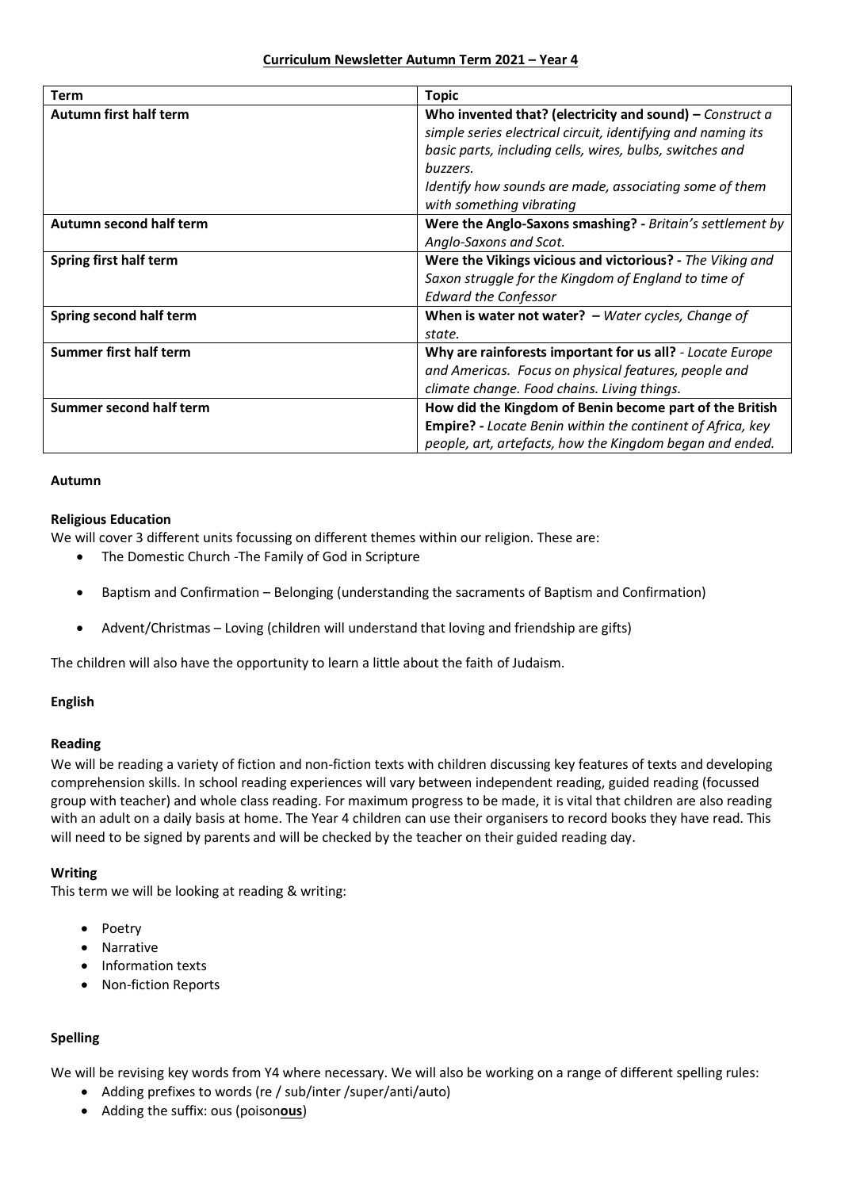# Curriculum Newsletter Autumn Term 2021 – Year 4

| Term | Topic |
| --- | --- |
| **Autumn first half term** | **Who invented that? (electricity and sound) –** *Construct a simple series electrical circuit, identifying and naming its basic parts, including cells, wires, bulbs, switches and buzzers.* *Identify how sounds are made, associating some of them with something vibrating* |
| **Autumn second half term** | **Were the Anglo-Saxons smashing? -** *Britain's settlement by Anglo-Saxons and Scot.* |
| **Spring first half term** | **Were the Vikings vicious and victorious? -** *The Viking and Saxon struggle for the Kingdom of England to time of Edward the Confessor* |
| **Spring second half term** | **When is water not water? –** *Water cycles, Change of state.* |
| **Summer first half term** | **Why are rainforests important for us all?** *- Locate Europe and Americas. Focus on physical features, people and climate change. Food chains. Living things.* |
| **Summer second half term** | **How did the Kingdom of Benin become part of the British Empire? -** *Locate Benin within the continent of Africa, key people, art, artefacts, how the Kingdom began and ended.* |

**Autumn**

**Religious Education**

We will cover 3 different units focussing on different themes within our religion. These are:

- The Domestic Church -The Family of God in Scripture
- Baptism and Confirmation – Belonging (understanding the sacraments of Baptism and Confirmation)
- Advent/Christmas – Loving (children will understand that loving and friendship are gifts)

The children will also have the opportunity to learn a little about the faith of Judaism.

**English**

**Reading**

We will be reading a variety of fiction and non-fiction texts with children discussing key features of texts and developing comprehension skills. In school reading experiences will vary between independent reading, guided reading (focussed group with teacher) and whole class reading. For maximum progress to be made, it is vital that children are also reading with an adult on a daily basis at home. The Year 4 children can use their organisers to record books they have read. This will need to be signed by parents and will be checked by the teacher on their guided reading day.

**Writing**

This term we will be looking at reading & writing:

- Poetry
- Narrative
- Information texts
- Non-fiction Reports

**Spelling**

We will be revising key words from Y4 where necessary. We will also be working on a range of different spelling rules:

- Adding prefixes to words (re / sub/inter /super/anti/auto)
- Adding the suffix: ous (poison**ous**)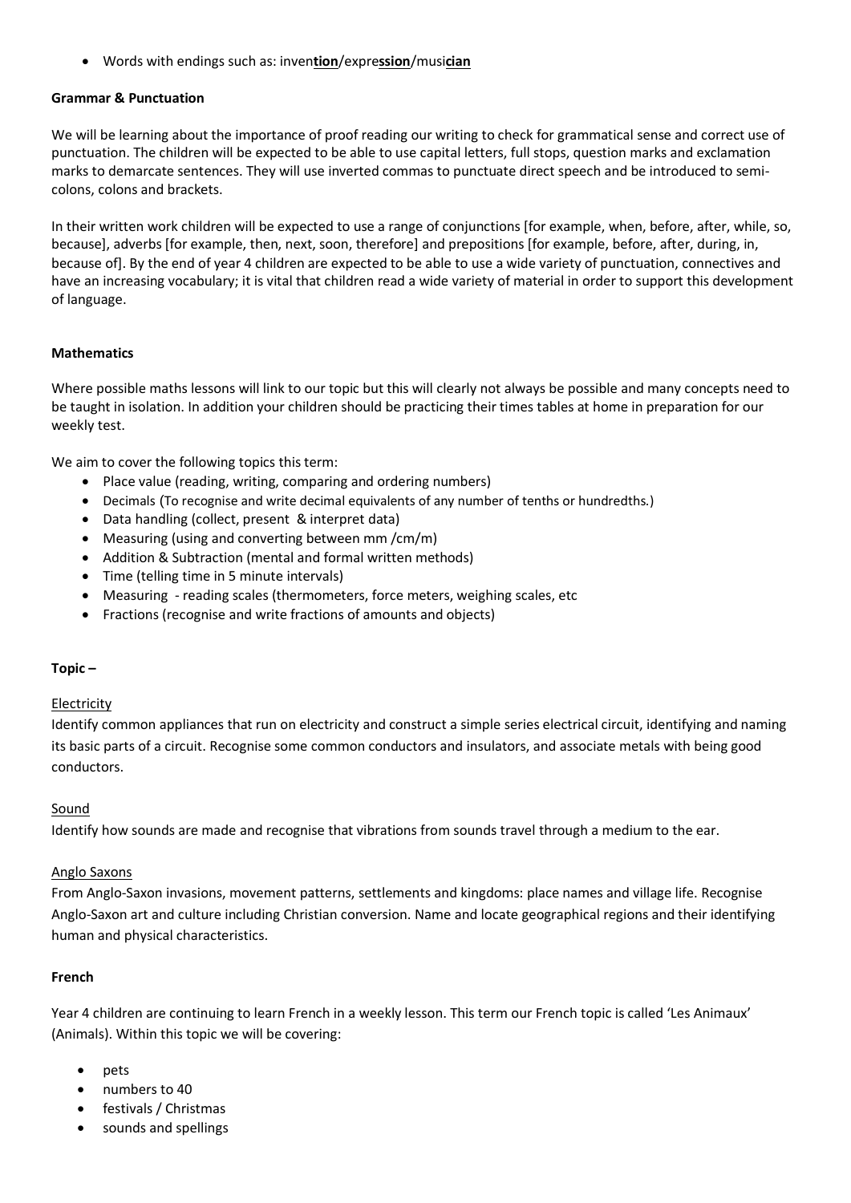- Words with endings such as: inven**tion**/expre**ssion**/musi**cian**

**Grammar & Punctuation**

We will be learning about the importance of proof reading our writing to check for grammatical sense and correct use of punctuation. The children will be expected to be able to use capital letters, full stops, question marks and exclamation marks to demarcate sentences. They will use inverted commas to punctuate direct speech and be introduced to semi-colons, colons and brackets.

In their written work children will be expected to use a range of conjunctions [for example, when, before, after, while, so, because], adverbs [for example, then, next, soon, therefore] and prepositions [for example, before, after, during, in, because of]. By the end of year 4 children are expected to be able to use a wide variety of punctuation, connectives and have an increasing vocabulary; it is vital that children read a wide variety of material in order to support this development of language.

**Mathematics**

Where possible maths lessons will link to our topic but this will clearly not always be possible and many concepts need to be taught in isolation. In addition your children should be practicing their times tables at home in preparation for our weekly test.

We aim to cover the following topics this term:

- Place value (reading, writing, comparing and ordering numbers)
- Decimals (To recognise and write decimal equivalents of any number of tenths or hundredths.)
- Data handling (collect, present & interpret data)
- Measuring (using and converting between mm /cm/m)
- Addition & Subtraction (mental and formal written methods)
- Time (telling time in 5 minute intervals)
- Measuring - reading scales (thermometers, force meters, weighing scales, etc
- Fractions (recognise and write fractions of amounts and objects)

**Topic –**

Electricity

Identify common appliances that run on electricity and construct a simple series electrical circuit, identifying and naming its basic parts of a circuit. Recognise some common conductors and insulators, and associate metals with being good conductors.

Sound

Identify how sounds are made and recognise that vibrations from sounds travel through a medium to the ear.

Anglo Saxons

From Anglo-Saxon invasions, movement patterns, settlements and kingdoms: place names and village life. Recognise Anglo-Saxon art and culture including Christian conversion. Name and locate geographical regions and their identifying human and physical characteristics.

**French**

Year 4 children are continuing to learn French in a weekly lesson. This term our French topic is called 'Les Animaux' (Animals). Within this topic we will be covering:

- pets
- numbers to 40
- festivals / Christmas
- sounds and spellings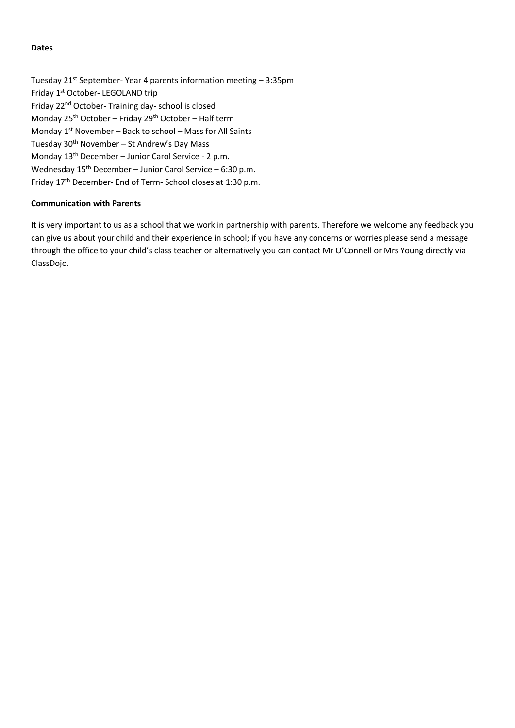**Dates**

Tuesday 21st September- Year 4 parents information meeting – 3:35pm
Friday 1st October- LEGOLAND trip
Friday 22nd October- Training day- school is closed
Monday 25th October – Friday 29th October – Half term
Monday 1st November – Back to school – Mass for All Saints
Tuesday 30th November – St Andrew's Day Mass
Monday 13th December – Junior Carol Service - 2 p.m.
Wednesday 15th December – Junior Carol Service – 6:30 p.m.
Friday 17th December- End of Term- School closes at 1:30 p.m.

**Communication with Parents**

It is very important to us as a school that we work in partnership with parents. Therefore we welcome any feedback you can give us about your child and their experience in school; if you have any concerns or worries please send a message through the office to your child's class teacher or alternatively you can contact Mr O'Connell or Mrs Young directly via ClassDojo.